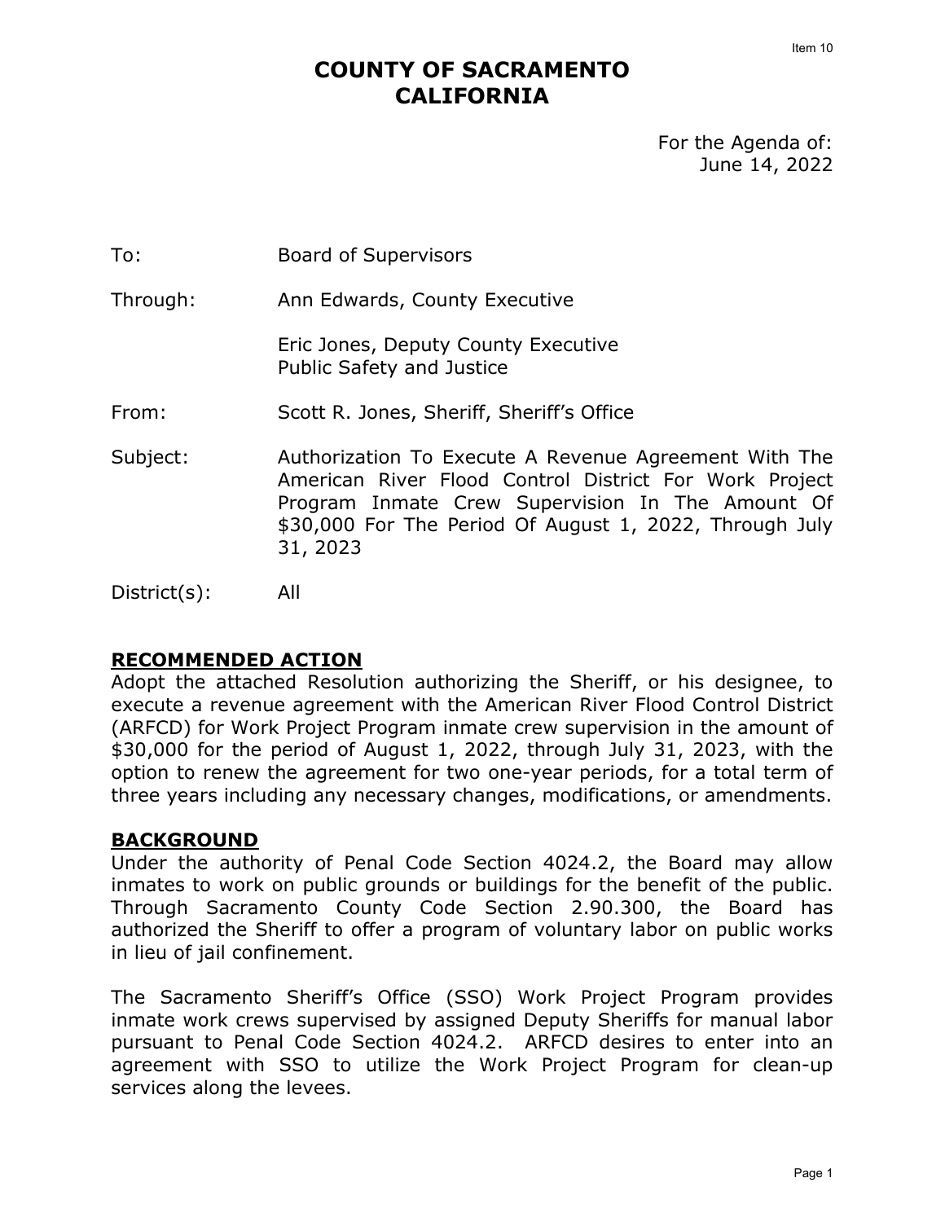Item 10

# COUNTY OF SACRAMENTO
# CALIFORNIA

For the Agenda of:
June 14, 2022

To: Board of Supervisors

Through: Ann Edwards, County Executive

Eric Jones, Deputy County Executive
Public Safety and Justice

From: Scott R. Jones, Sheriff, Sheriff's Office

Subject: Authorization To Execute A Revenue Agreement With The American River Flood Control District For Work Project Program Inmate Crew Supervision In The Amount Of $30,000 For The Period Of August 1, 2022, Through July 31, 2023

District(s): All

## RECOMMENDED ACTION

Adopt the attached Resolution authorizing the Sheriff, or his designee, to execute a revenue agreement with the American River Flood Control District (ARFCD) for Work Project Program inmate crew supervision in the amount of $30,000 for the period of August 1, 2022, through July 31, 2023, with the option to renew the agreement for two one-year periods, for a total term of three years including any necessary changes, modifications, or amendments.

## BACKGROUND

Under the authority of Penal Code Section 4024.2, the Board may allow inmates to work on public grounds or buildings for the benefit of the public. Through Sacramento County Code Section 2.90.300, the Board has authorized the Sheriff to offer a program of voluntary labor on public works in lieu of jail confinement.

The Sacramento Sheriff's Office (SSO) Work Project Program provides inmate work crews supervised by assigned Deputy Sheriffs for manual labor pursuant to Penal Code Section 4024.2. ARFCD desires to enter into an agreement with SSO to utilize the Work Project Program for clean-up services along the levees.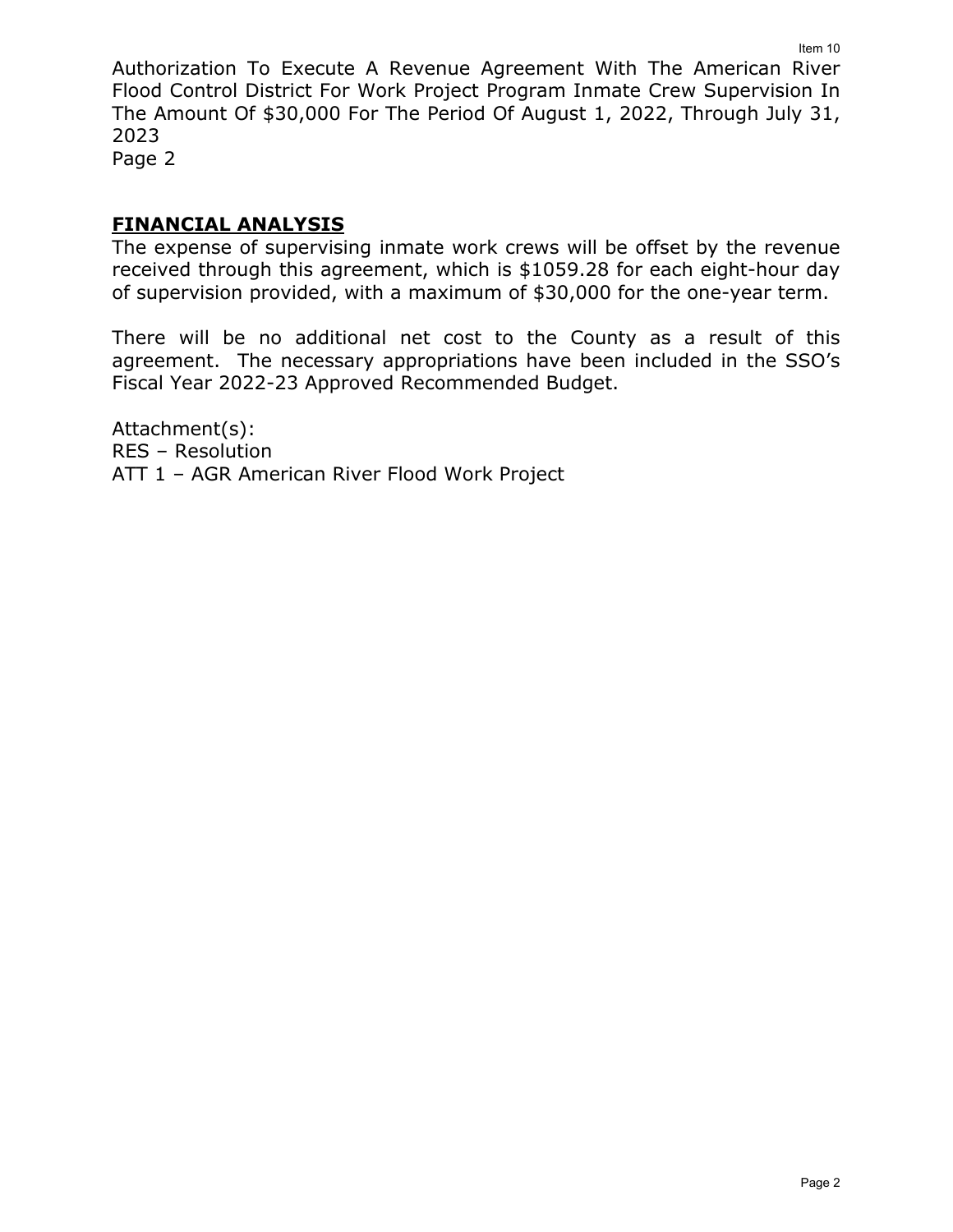## FINANCIAL ANALYSIS

The expense of supervising inmate work crews will be offset by the revenue received through this agreement, which is $1059.28 for each eight-hour day of supervision provided, with a maximum of $30,000 for the one-year term.

There will be no additional net cost to the County as a result of this agreement. The necessary appropriations have been included in the SSO's Fiscal Year 2022-23 Approved Recommended Budget.

Attachment(s):
RES – Resolution
ATT 1 – AGR American River Flood Work Project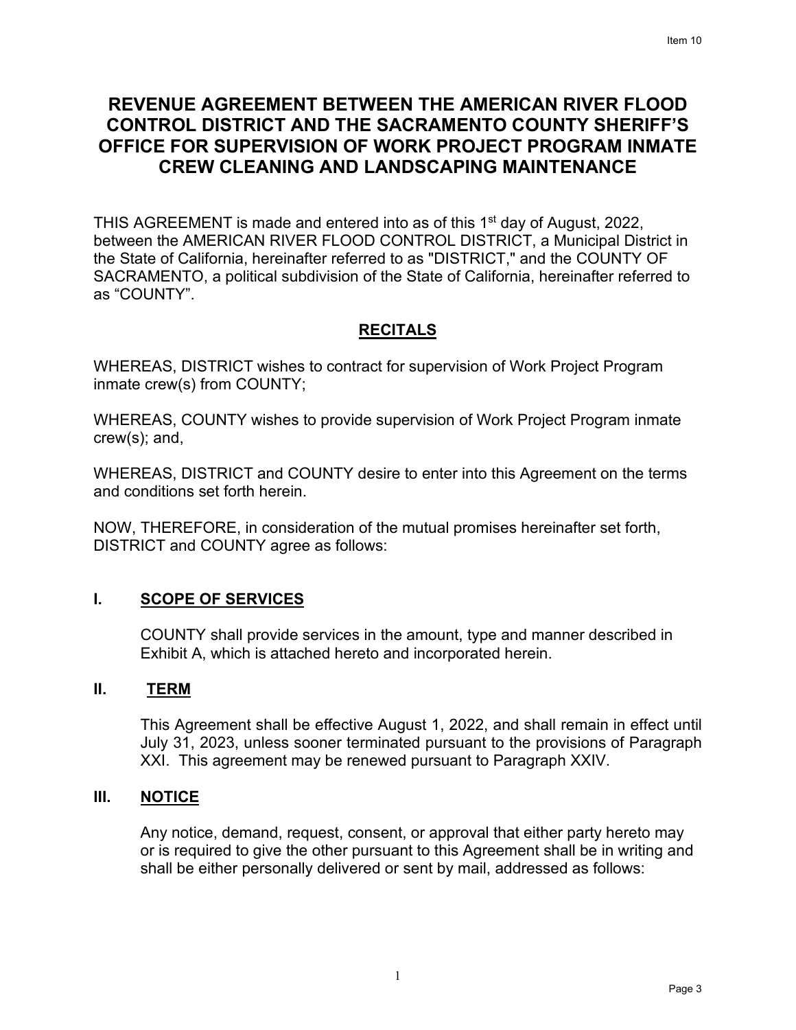# REVENUE AGREEMENT BETWEEN THE AMERICAN RIVER FLOOD CONTROL DISTRICT AND THE SACRAMENTO COUNTY SHERIFF'S OFFICE FOR SUPERVISION OF WORK PROJECT PROGRAM INMATE CREW CLEANING AND LANDSCAPING MAINTENANCE

THIS AGREEMENT is made and entered into as of this 1st day of August, 2022, between the AMERICAN RIVER FLOOD CONTROL DISTRICT, a Municipal District in the State of California, hereinafter referred to as "DISTRICT," and the COUNTY OF SACRAMENTO, a political subdivision of the State of California, hereinafter referred to as "COUNTY".

## RECITALS

WHEREAS, DISTRICT wishes to contract for supervision of Work Project Program inmate crew(s) from COUNTY;

WHEREAS, COUNTY wishes to provide supervision of Work Project Program inmate crew(s); and,

WHEREAS, DISTRICT and COUNTY desire to enter into this Agreement on the terms and conditions set forth herein.

NOW, THEREFORE, in consideration of the mutual promises hereinafter set forth, DISTRICT and COUNTY agree as follows:

## I. SCOPE OF SERVICES

COUNTY shall provide services in the amount, type and manner described in Exhibit A, which is attached hereto and incorporated herein.

## II. TERM

This Agreement shall be effective August 1, 2022, and shall remain in effect until July 31, 2023, unless sooner terminated pursuant to the provisions of Paragraph XXI. This agreement may be renewed pursuant to Paragraph XXIV.

## III. NOTICE

Any notice, demand, request, consent, or approval that either party hereto may or is required to give the other pursuant to this Agreement shall be in writing and shall be either personally delivered or sent by mail, addressed as follows: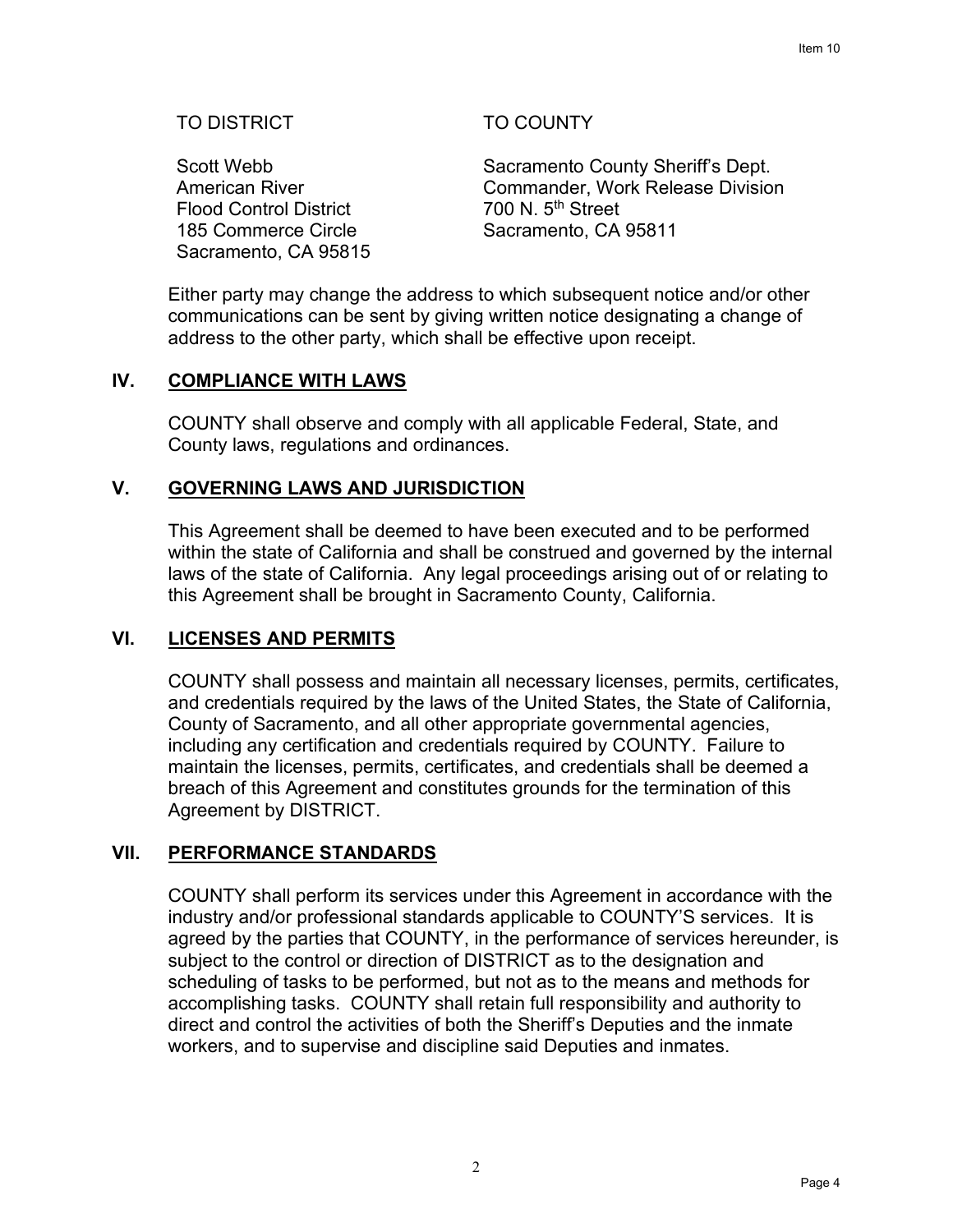| TO DISTRICT | TO COUNTY |
|---|---|
| Scott Webb<br>American River<br>Flood Control District<br>185 Commerce Circle<br>Sacramento, CA 95815 | Sacramento County Sheriff's Dept.<br>Commander, Work Release Division<br>700 N. 5th Street<br>Sacramento, CA 95811 |

Either party may change the address to which subsequent notice and/or other communications can be sent by giving written notice designating a change of address to the other party, which shall be effective upon receipt.

## IV. COMPLIANCE WITH LAWS

COUNTY shall observe and comply with all applicable Federal, State, and County laws, regulations and ordinances.

## V. GOVERNING LAWS AND JURISDICTION

This Agreement shall be deemed to have been executed and to be performed within the state of California and shall be construed and governed by the internal laws of the state of California. Any legal proceedings arising out of or relating to this Agreement shall be brought in Sacramento County, California.

## VI. LICENSES AND PERMITS

COUNTY shall possess and maintain all necessary licenses, permits, certificates, and credentials required by the laws of the United States, the State of California, County of Sacramento, and all other appropriate governmental agencies, including any certification and credentials required by COUNTY. Failure to maintain the licenses, permits, certificates, and credentials shall be deemed a breach of this Agreement and constitutes grounds for the termination of this Agreement by DISTRICT.

## VII. PERFORMANCE STANDARDS

COUNTY shall perform its services under this Agreement in accordance with the industry and/or professional standards applicable to COUNTY'S services. It is agreed by the parties that COUNTY, in the performance of services hereunder, is subject to the control or direction of DISTRICT as to the designation and scheduling of tasks to be performed, but not as to the means and methods for accomplishing tasks. COUNTY shall retain full responsibility and authority to direct and control the activities of both the Sheriff's Deputies and the inmate workers, and to supervise and discipline said Deputies and inmates.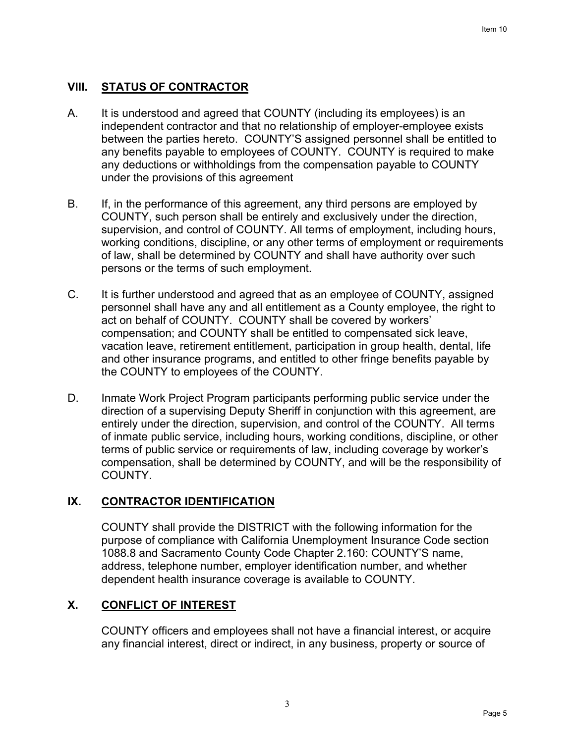## VIII. STATUS OF CONTRACTOR

A. It is understood and agreed that COUNTY (including its employees) is an independent contractor and that no relationship of employer-employee exists between the parties hereto. COUNTY'S assigned personnel shall be entitled to any benefits payable to employees of COUNTY. COUNTY is required to make any deductions or withholdings from the compensation payable to COUNTY under the provisions of this agreement

B. If, in the performance of this agreement, any third persons are employed by COUNTY, such person shall be entirely and exclusively under the direction, supervision, and control of COUNTY. All terms of employment, including hours, working conditions, discipline, or any other terms of employment or requirements of law, shall be determined by COUNTY and shall have authority over such persons or the terms of such employment.

C. It is further understood and agreed that as an employee of COUNTY, assigned personnel shall have any and all entitlement as a County employee, the right to act on behalf of COUNTY. COUNTY shall be covered by workers' compensation; and COUNTY shall be entitled to compensated sick leave, vacation leave, retirement entitlement, participation in group health, dental, life and other insurance programs, and entitled to other fringe benefits payable by the COUNTY to employees of the COUNTY.

D. Inmate Work Project Program participants performing public service under the direction of a supervising Deputy Sheriff in conjunction with this agreement, are entirely under the direction, supervision, and control of the COUNTY. All terms of inmate public service, including hours, working conditions, discipline, or other terms of public service or requirements of law, including coverage by worker's compensation, shall be determined by COUNTY, and will be the responsibility of COUNTY.

## IX. CONTRACTOR IDENTIFICATION

COUNTY shall provide the DISTRICT with the following information for the purpose of compliance with California Unemployment Insurance Code section 1088.8 and Sacramento County Code Chapter 2.160: COUNTY'S name, address, telephone number, employer identification number, and whether dependent health insurance coverage is available to COUNTY.

## X. CONFLICT OF INTEREST

COUNTY officers and employees shall not have a financial interest, or acquire any financial interest, direct or indirect, in any business, property or source of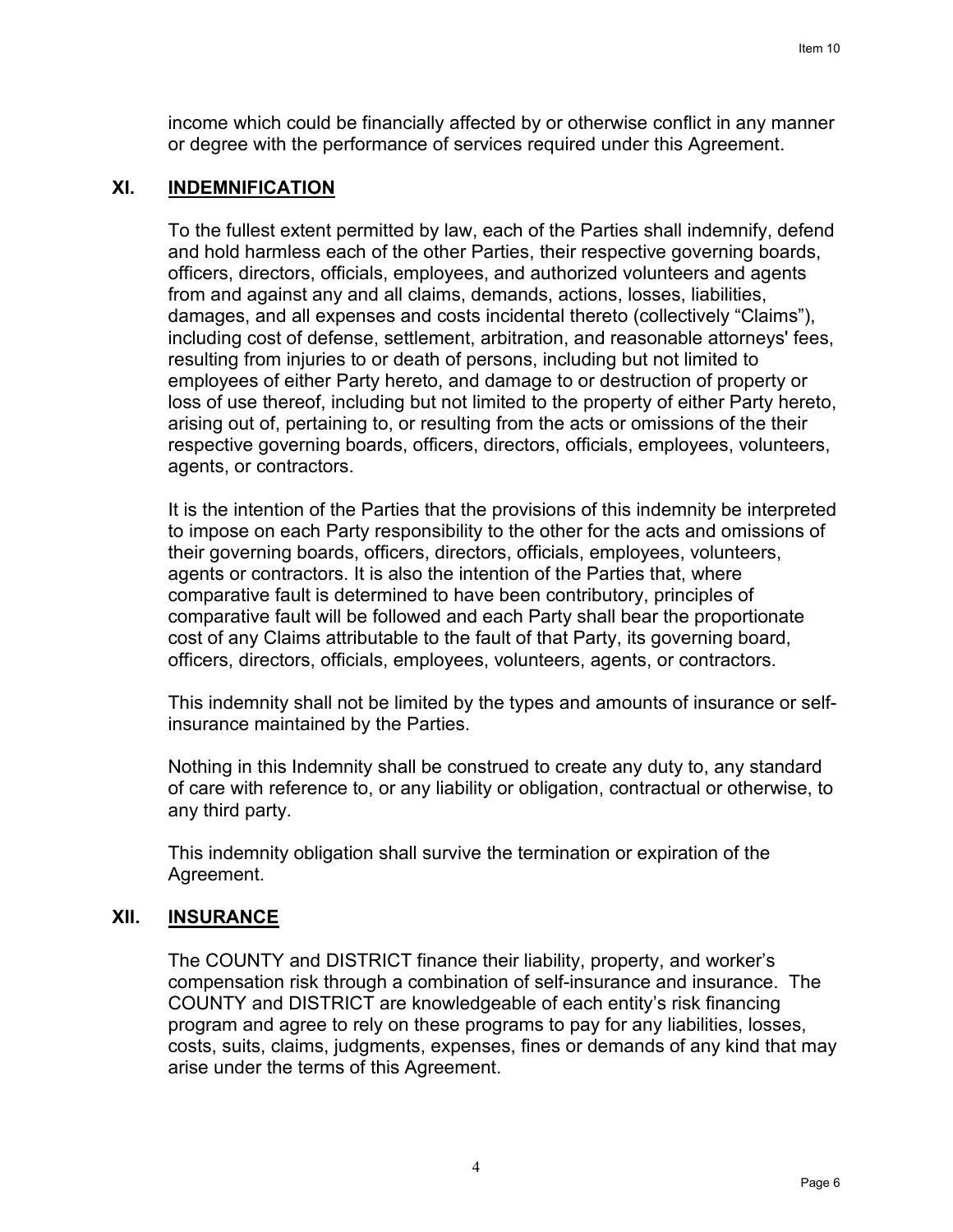income which could be financially affected by or otherwise conflict in any manner or degree with the performance of services required under this Agreement.

## XI. INDEMNIFICATION

To the fullest extent permitted by law, each of the Parties shall indemnify, defend and hold harmless each of the other Parties, their respective governing boards, officers, directors, officials, employees, and authorized volunteers and agents from and against any and all claims, demands, actions, losses, liabilities, damages, and all expenses and costs incidental thereto (collectively “Claims”), including cost of defense, settlement, arbitration, and reasonable attorneys' fees, resulting from injuries to or death of persons, including but not limited to employees of either Party hereto, and damage to or destruction of property or loss of use thereof, including but not limited to the property of either Party hereto, arising out of, pertaining to, or resulting from the acts or omissions of the their respective governing boards, officers, directors, officials, employees, volunteers, agents, or contractors.

It is the intention of the Parties that the provisions of this indemnity be interpreted to impose on each Party responsibility to the other for the acts and omissions of their governing boards, officers, directors, officials, employees, volunteers, agents or contractors. It is also the intention of the Parties that, where comparative fault is determined to have been contributory, principles of comparative fault will be followed and each Party shall bear the proportionate cost of any Claims attributable to the fault of that Party, its governing board, officers, directors, officials, employees, volunteers, agents, or contractors.

This indemnity shall not be limited by the types and amounts of insurance or self-insurance maintained by the Parties.

Nothing in this Indemnity shall be construed to create any duty to, any standard of care with reference to, or any liability or obligation, contractual or otherwise, to any third party.

This indemnity obligation shall survive the termination or expiration of the Agreement.

## XII. INSURANCE

The COUNTY and DISTRICT finance their liability, property, and worker’s compensation risk through a combination of self-insurance and insurance. The COUNTY and DISTRICT are knowledgeable of each entity’s risk financing program and agree to rely on these programs to pay for any liabilities, losses, costs, suits, claims, judgments, expenses, fines or demands of any kind that may arise under the terms of this Agreement.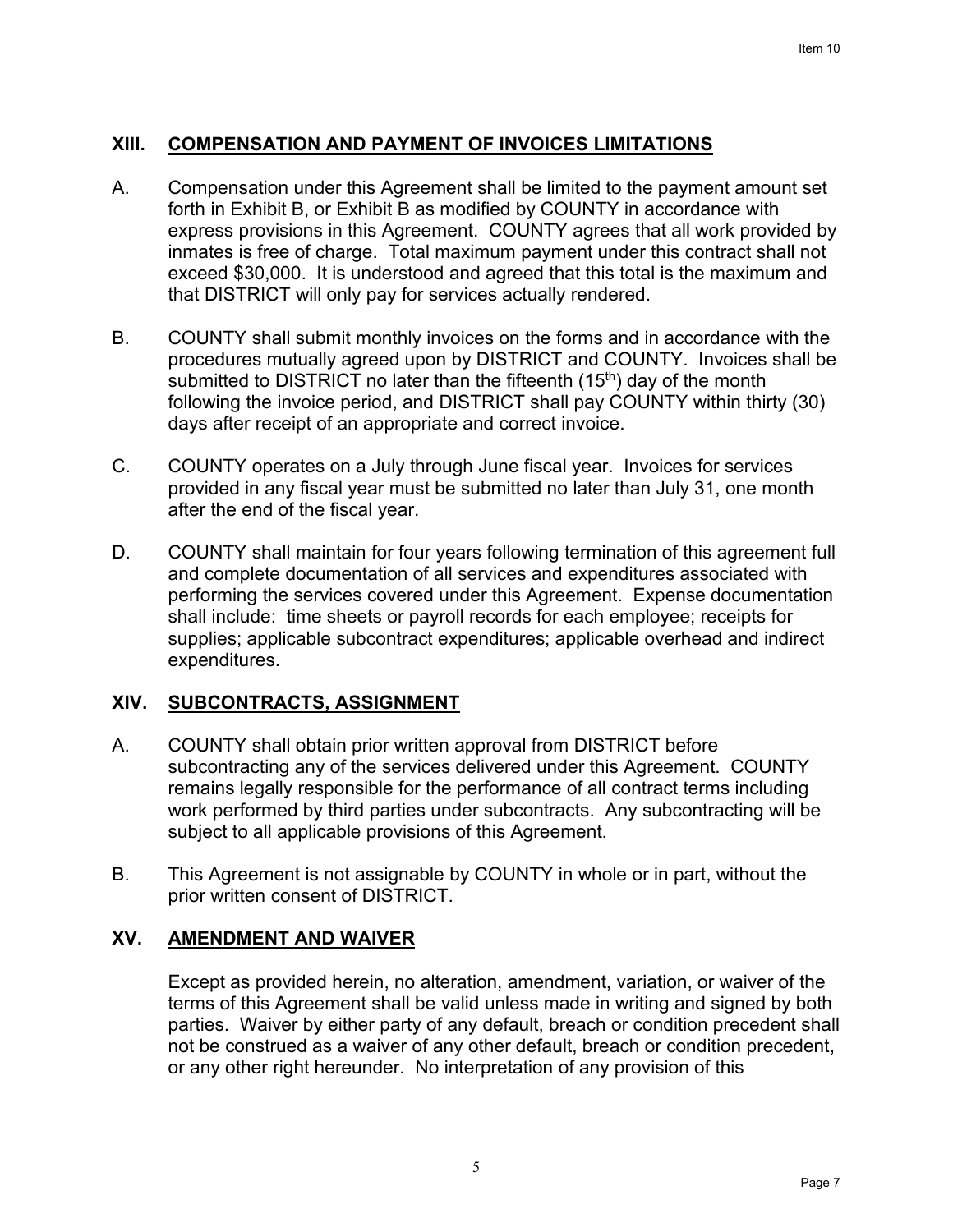## XIII. COMPENSATION AND PAYMENT OF INVOICES LIMITATIONS

A. Compensation under this Agreement shall be limited to the payment amount set forth in Exhibit B, or Exhibit B as modified by COUNTY in accordance with express provisions in this Agreement. COUNTY agrees that all work provided by inmates is free of charge. Total maximum payment under this contract shall not exceed $30,000. It is understood and agreed that this total is the maximum and that DISTRICT will only pay for services actually rendered.

B. COUNTY shall submit monthly invoices on the forms and in accordance with the procedures mutually agreed upon by DISTRICT and COUNTY. Invoices shall be submitted to DISTRICT no later than the fifteenth (15th) day of the month following the invoice period, and DISTRICT shall pay COUNTY within thirty (30) days after receipt of an appropriate and correct invoice.

C. COUNTY operates on a July through June fiscal year. Invoices for services provided in any fiscal year must be submitted no later than July 31, one month after the end of the fiscal year.

D. COUNTY shall maintain for four years following termination of this agreement full and complete documentation of all services and expenditures associated with performing the services covered under this Agreement. Expense documentation shall include: time sheets or payroll records for each employee; receipts for supplies; applicable subcontract expenditures; applicable overhead and indirect expenditures.

## XIV. SUBCONTRACTS, ASSIGNMENT

A. COUNTY shall obtain prior written approval from DISTRICT before subcontracting any of the services delivered under this Agreement. COUNTY remains legally responsible for the performance of all contract terms including work performed by third parties under subcontracts. Any subcontracting will be subject to all applicable provisions of this Agreement.

B. This Agreement is not assignable by COUNTY in whole or in part, without the prior written consent of DISTRICT.

## XV. AMENDMENT AND WAIVER

Except as provided herein, no alteration, amendment, variation, or waiver of the terms of this Agreement shall be valid unless made in writing and signed by both parties. Waiver by either party of any default, breach or condition precedent shall not be construed as a waiver of any other default, breach or condition precedent, or any other right hereunder. No interpretation of any provision of this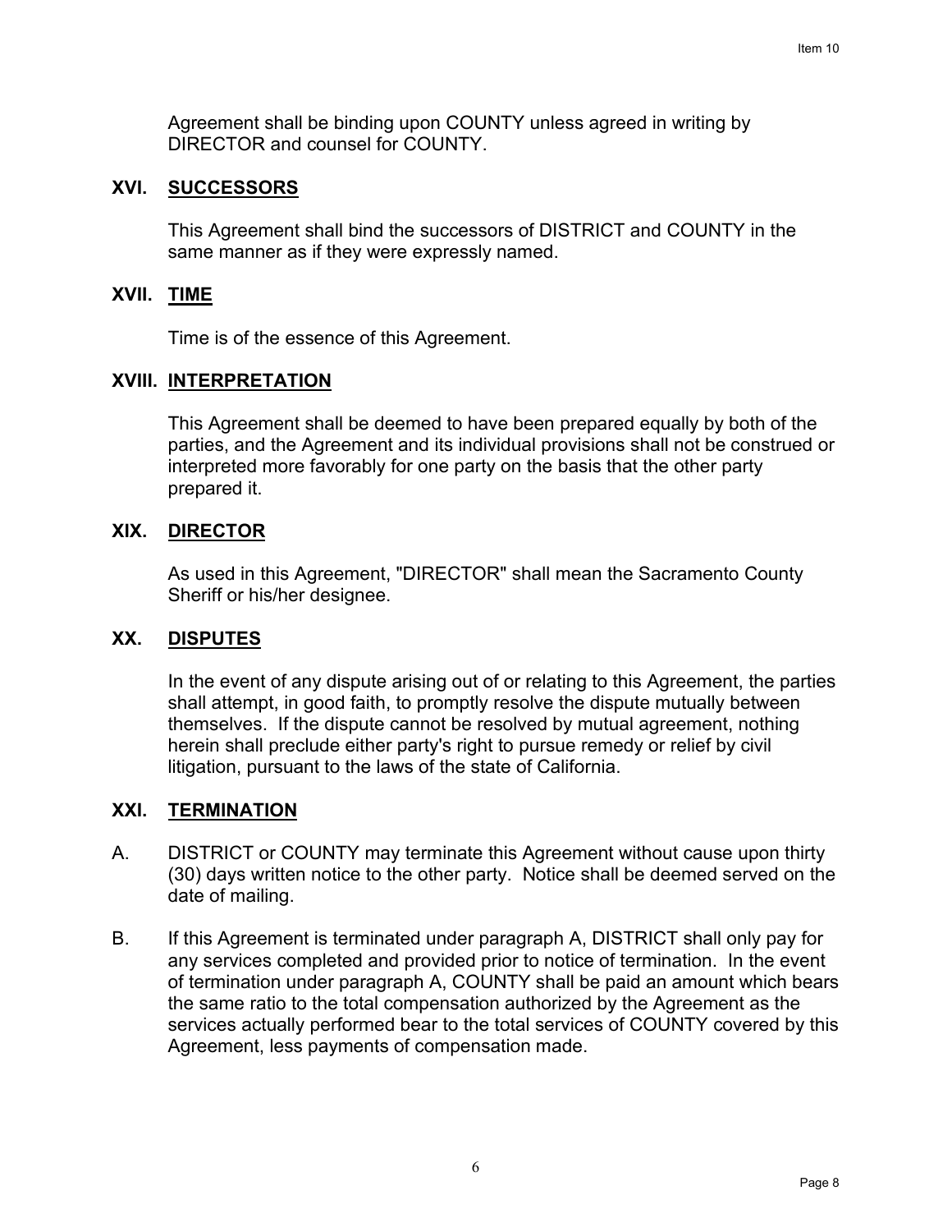Agreement shall be binding upon COUNTY unless agreed in writing by DIRECTOR and counsel for COUNTY.

## XVI. SUCCESSORS

This Agreement shall bind the successors of DISTRICT and COUNTY in the same manner as if they were expressly named.

## XVII. TIME

Time is of the essence of this Agreement.

## XVIII. INTERPRETATION

This Agreement shall be deemed to have been prepared equally by both of the parties, and the Agreement and its individual provisions shall not be construed or interpreted more favorably for one party on the basis that the other party prepared it.

## XIX. DIRECTOR

As used in this Agreement, "DIRECTOR" shall mean the Sacramento County Sheriff or his/her designee.

## XX. DISPUTES

In the event of any dispute arising out of or relating to this Agreement, the parties shall attempt, in good faith, to promptly resolve the dispute mutually between themselves. If the dispute cannot be resolved by mutual agreement, nothing herein shall preclude either party's right to pursue remedy or relief by civil litigation, pursuant to the laws of the state of California.

## XXI. TERMINATION

A. DISTRICT or COUNTY may terminate this Agreement without cause upon thirty (30) days written notice to the other party. Notice shall be deemed served on the date of mailing.

B. If this Agreement is terminated under paragraph A, DISTRICT shall only pay for any services completed and provided prior to notice of termination. In the event of termination under paragraph A, COUNTY shall be paid an amount which bears the same ratio to the total compensation authorized by the Agreement as the services actually performed bear to the total services of COUNTY covered by this Agreement, less payments of compensation made.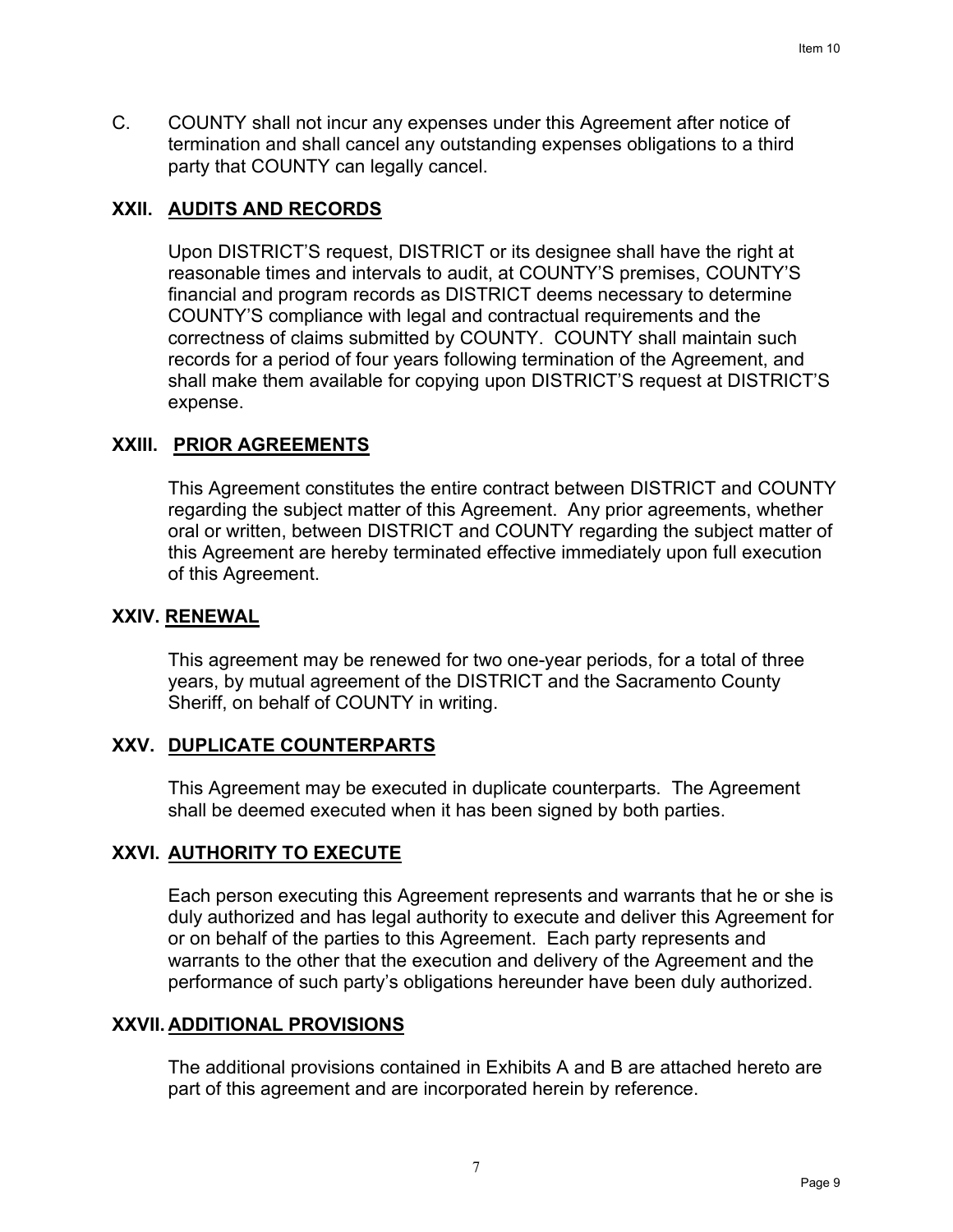C. COUNTY shall not incur any expenses under this Agreement after notice of termination and shall cancel any outstanding expenses obligations to a third party that COUNTY can legally cancel.

## XXII. AUDITS AND RECORDS

Upon DISTRICT'S request, DISTRICT or its designee shall have the right at reasonable times and intervals to audit, at COUNTY'S premises, COUNTY'S financial and program records as DISTRICT deems necessary to determine COUNTY'S compliance with legal and contractual requirements and the correctness of claims submitted by COUNTY. COUNTY shall maintain such records for a period of four years following termination of the Agreement, and shall make them available for copying upon DISTRICT'S request at DISTRICT'S expense.

## XXIII. PRIOR AGREEMENTS

This Agreement constitutes the entire contract between DISTRICT and COUNTY regarding the subject matter of this Agreement. Any prior agreements, whether oral or written, between DISTRICT and COUNTY regarding the subject matter of this Agreement are hereby terminated effective immediately upon full execution of this Agreement.

## XXIV. RENEWAL

This agreement may be renewed for two one-year periods, for a total of three years, by mutual agreement of the DISTRICT and the Sacramento County Sheriff, on behalf of COUNTY in writing.

## XXV. DUPLICATE COUNTERPARTS

This Agreement may be executed in duplicate counterparts. The Agreement shall be deemed executed when it has been signed by both parties.

## XXVI. AUTHORITY TO EXECUTE

Each person executing this Agreement represents and warrants that he or she is duly authorized and has legal authority to execute and deliver this Agreement for or on behalf of the parties to this Agreement. Each party represents and warrants to the other that the execution and delivery of the Agreement and the performance of such party's obligations hereunder have been duly authorized.

## XXVII. ADDITIONAL PROVISIONS

The additional provisions contained in Exhibits A and B are attached hereto are part of this agreement and are incorporated herein by reference.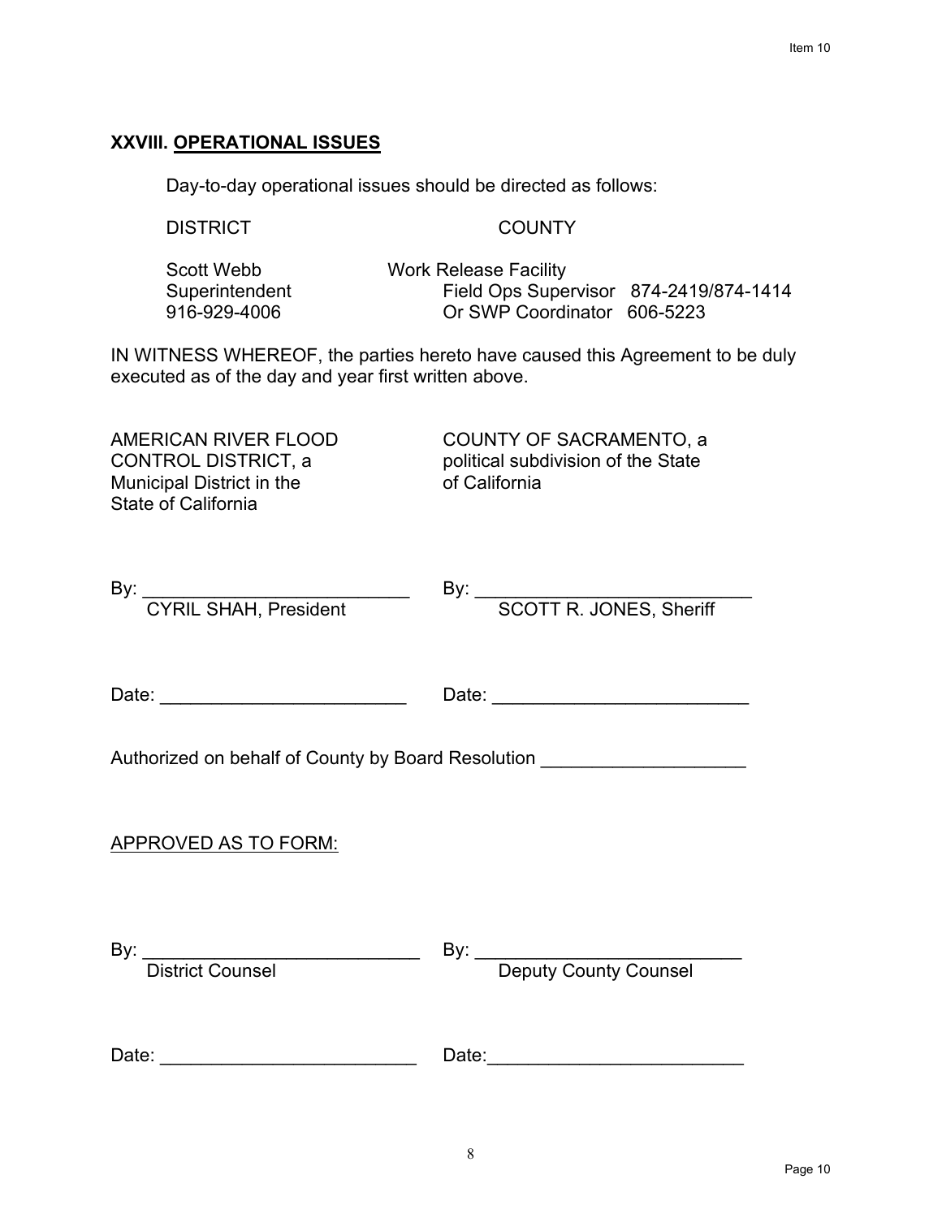## XXVIII. OPERATIONAL ISSUES

Day-to-day operational issues should be directed as follows:

| DISTRICT | COUNTY |
|---|---|
| Scott Webb<br>Superintendent<br>916-929-4006 | Work Release Facility<br>Field Ops Supervisor 874-2419/874-1414<br>Or SWP Coordinator 606-5223 |

IN WITNESS WHEREOF, the parties hereto have caused this Agreement to be duly executed as of the day and year first written above.

AMERICAN RIVER FLOOD CONTROL DISTRICT, a Municipal District in the State of California

By: ___________________________
CYRIL SHAH, President

Date: _________________________

COUNTY OF SACRAMENTO, a political subdivision of the State of California

By: ___________________________
SCOTT R. JONES, Sheriff

Date: _________________________

Authorized on behalf of County by Board Resolution ____________________

APPROVED AS TO FORM:

By: ___________________________
District Counsel

Date: _________________________

By: ___________________________
Deputy County Counsel

Date: _________________________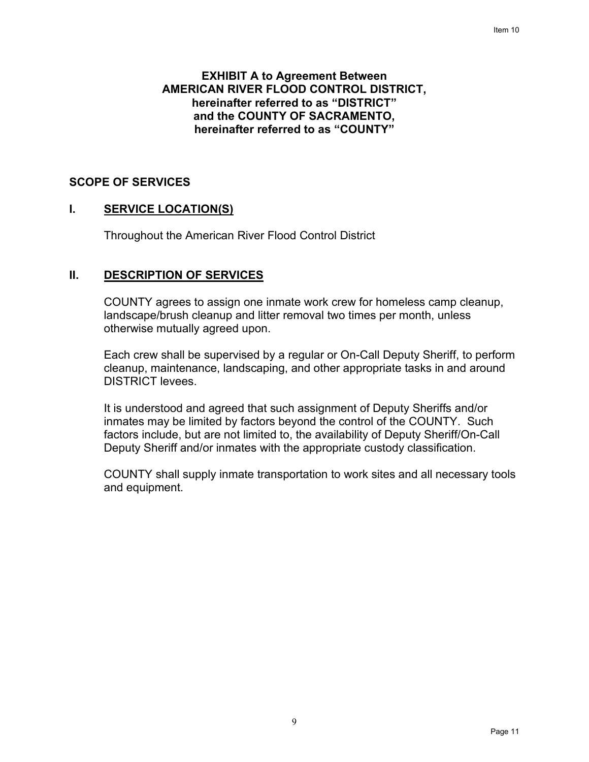**EXHIBIT A to Agreement Between**
**AMERICAN RIVER FLOOD CONTROL DISTRICT,**
**hereinafter referred to as "DISTRICT"**
**and the COUNTY OF SACRAMENTO,**
**hereinafter referred to as "COUNTY"**

## SCOPE OF SERVICES

### I. SERVICE LOCATION(S)

Throughout the American River Flood Control District

### II. DESCRIPTION OF SERVICES

COUNTY agrees to assign one inmate work crew for homeless camp cleanup, landscape/brush cleanup and litter removal two times per month, unless otherwise mutually agreed upon.

Each crew shall be supervised by a regular or On-Call Deputy Sheriff, to perform cleanup, maintenance, landscaping, and other appropriate tasks in and around DISTRICT levees.

It is understood and agreed that such assignment of Deputy Sheriffs and/or inmates may be limited by factors beyond the control of the COUNTY. Such factors include, but are not limited to, the availability of Deputy Sheriff/On-Call Deputy Sheriff and/or inmates with the appropriate custody classification.

COUNTY shall supply inmate transportation to work sites and all necessary tools and equipment.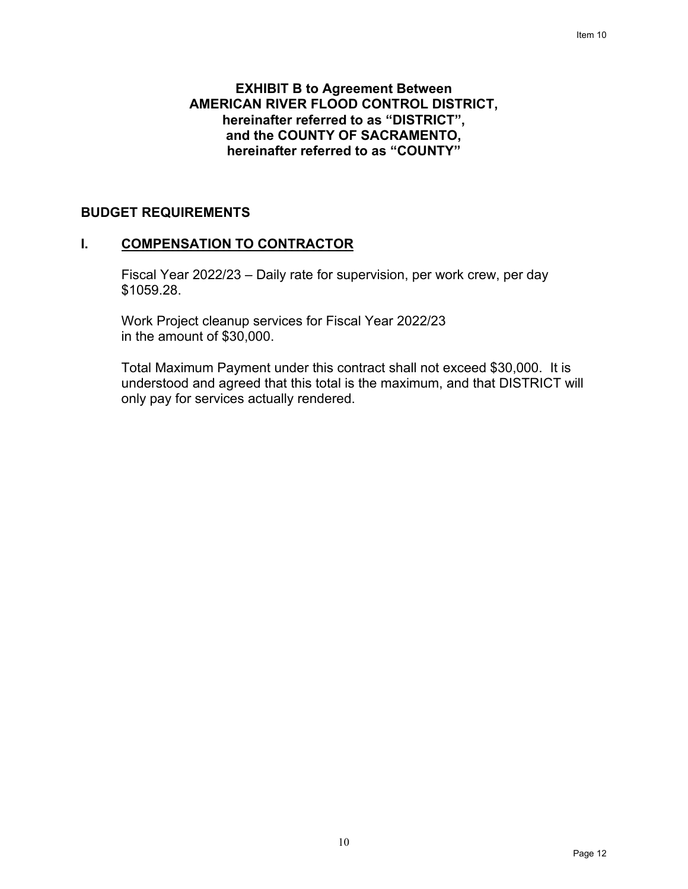**EXHIBIT B to Agreement Between**
**AMERICAN RIVER FLOOD CONTROL DISTRICT,**
**hereinafter referred to as “DISTRICT”,**
**and the COUNTY OF SACRAMENTO,**
**hereinafter referred to as “COUNTY”**

## BUDGET REQUIREMENTS

### I. COMPENSATION TO CONTRACTOR

Fiscal Year 2022/23 – Daily rate for supervision, per work crew, per day $1059.28.

Work Project cleanup services for Fiscal Year 2022/23 in the amount of $30,000.

Total Maximum Payment under this contract shall not exceed $30,000. It is understood and agreed that this total is the maximum, and that DISTRICT will only pay for services actually rendered.